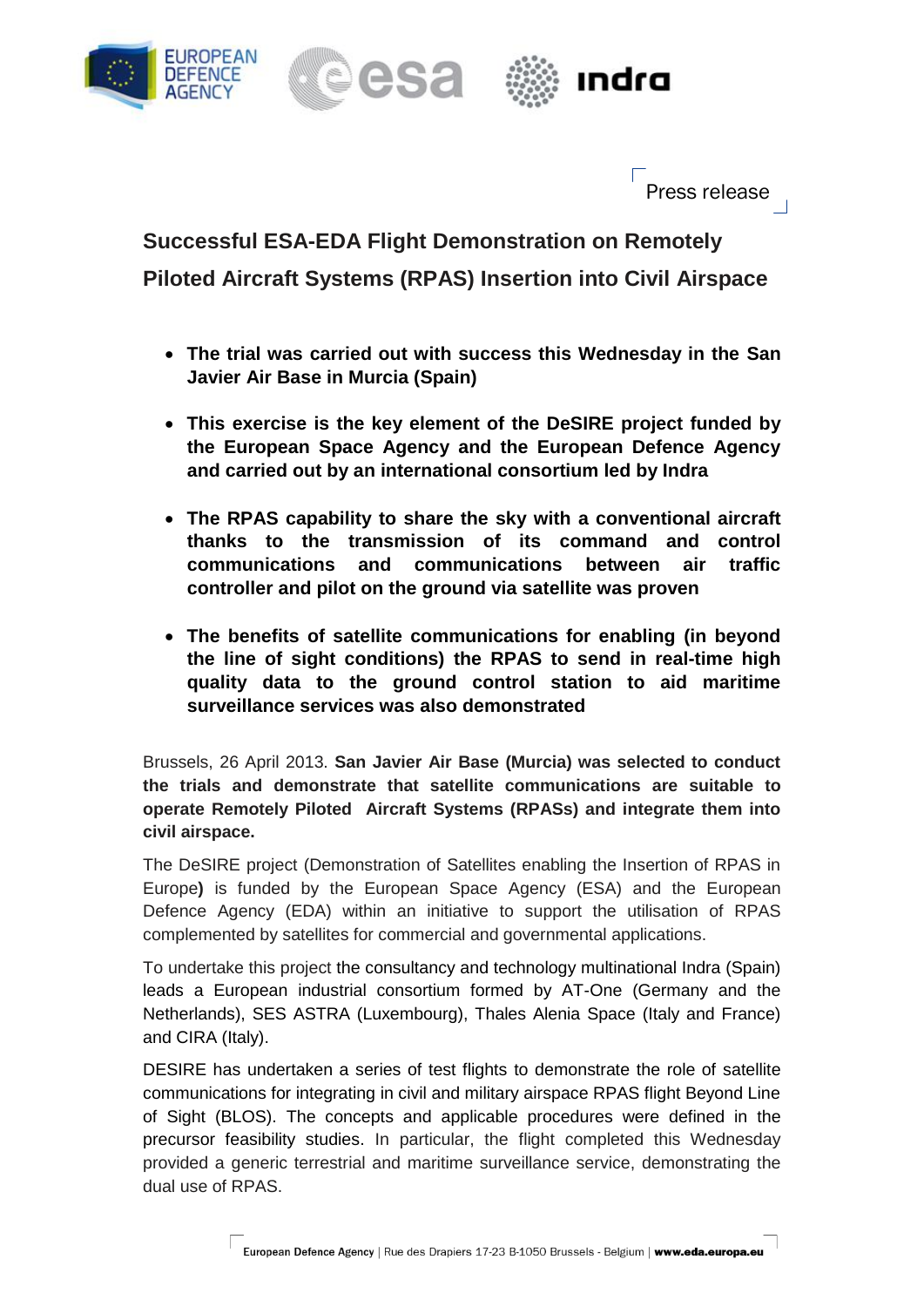Press release

# Successful ESA-EDA Flight Demonstration on Remotely Piloted Aircraft Systems (RPAS) Insertion into Civil Airspace

- **The trial was carried out with success this Wednesday in the San Javier Air Base in Murcia (Spain)**
- **This exercise is the key element of the DeSIRE project funded by the European Space Agency and the European Defence Agency and carried out by an international consortium led by Indra**
- **The RPAS capability to share the sky with a conventional aircraft thanks to the transmission of its command and control communications and communications between air traffic controller and pilot on the ground via satellite was proven**
- **The benefits of satellite communications for enabling (in beyond the line of sight conditions) the RPAS to send in real-time high quality data to the ground control station to aid maritime surveillance services was also demonstrated**

Brussels, 26 April 2013. **San Javier Air Base (Murcia) was selected to conduct the trials and demonstrate that satellite communications are suitable to operate Remotely Piloted Aircraft Systems (RPASs) and integrate them into civil airspace.**

The DeSIRE project (Demonstration of Satellites enabling the Insertion of RPAS in Europe**)** is funded by the European Space Agency (ESA) and the European Defence Agency (EDA) within an initiative to support the utilisation of RPAS complemented by satellites for commercial and governmental applications.

To undertake this project the consultancy and technology multinational Indra (Spain) leads a European industrial consortium formed by AT-One (Germany and the Netherlands), SES ASTRA (Luxembourg), Thales Alenia Space (Italy and France) and CIRA (Italy).

DESIRE has undertaken a series of test flights to demonstrate the role of satellite communications for integrating in civil and military airspace RPAS flight Beyond Line of Sight (BLOS). The concepts and applicable procedures were defined in the precursor feasibility studies. In particular, the flight completed this Wednesday provided a generic terrestrial and maritime surveillance service, demonstrating the dual use of RPAS.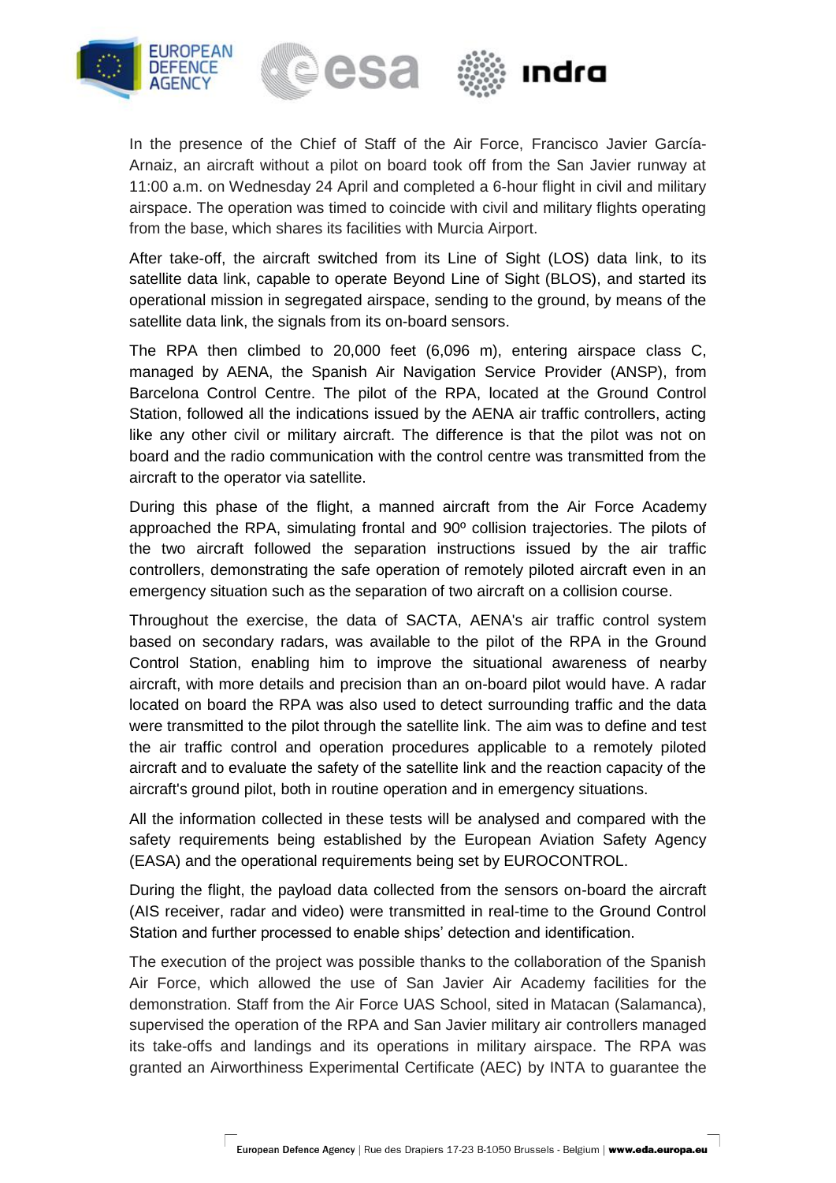In the presence of the Chief of Staff of the Air Force, Francisco Javier García-Arnaiz, an aircraft without a pilot on board took off from the San Javier runway at 11:00 a.m. on Wednesday 24 April and completed a 6-hour flight in civil and military airspace. The operation was timed to coincide with civil and military flights operating from the base, which shares its facilities with Murcia Airport.

After take-off, the aircraft switched from its Line of Sight (LOS) data link, to its satellite data link, capable to operate Beyond Line of Sight (BLOS), and started its operational mission in segregated airspace, sending to the ground, by means of the satellite data link, the signals from its on-board sensors.

The RPA then climbed to 20,000 feet (6,096 m), entering airspace class C, managed by AENA, the Spanish Air Navigation Service Provider (ANSP), from Barcelona Control Centre. The pilot of the RPA, located at the Ground Control Station, followed all the indications issued by the AENA air traffic controllers, acting like any other civil or military aircraft. The difference is that the pilot was not on board and the radio communication with the control centre was transmitted from the aircraft to the operator via satellite.

During this phase of the flight, a manned aircraft from the Air Force Academy approached the RPA, simulating frontal and 90º collision trajectories. The pilots of the two aircraft followed the separation instructions issued by the air traffic controllers, demonstrating the safe operation of remotely piloted aircraft even in an emergency situation such as the separation of two aircraft on a collision course.

Throughout the exercise, the data of SACTA, AENA's air traffic control system based on secondary radars, was available to the pilot of the RPA in the Ground Control Station, enabling him to improve the situational awareness of nearby aircraft, with more details and precision than an on-board pilot would have. A radar located on board the RPA was also used to detect surrounding traffic and the data were transmitted to the pilot through the satellite link. The aim was to define and test the air traffic control and operation procedures applicable to a remotely piloted aircraft and to evaluate the safety of the satellite link and the reaction capacity of the aircraft's ground pilot, both in routine operation and in emergency situations.

All the information collected in these tests will be analysed and compared with the safety requirements being established by the European Aviation Safety Agency (EASA) and the operational requirements being set by EUROCONTROL.

During the flight, the payload data collected from the sensors on-board the aircraft (AIS receiver, radar and video) were transmitted in real-time to the Ground Control Station and further processed to enable ships' detection and identification.

The execution of the project was possible thanks to the collaboration of the Spanish Air Force, which allowed the use of San Javier Air Academy facilities for the demonstration. Staff from the Air Force UAS School, sited in Matacan (Salamanca), supervised the operation of the RPA and San Javier military air controllers managed its take-offs and landings and its operations in military airspace. The RPA was granted an Airworthiness Experimental Certificate (AEC) by INTA to guarantee the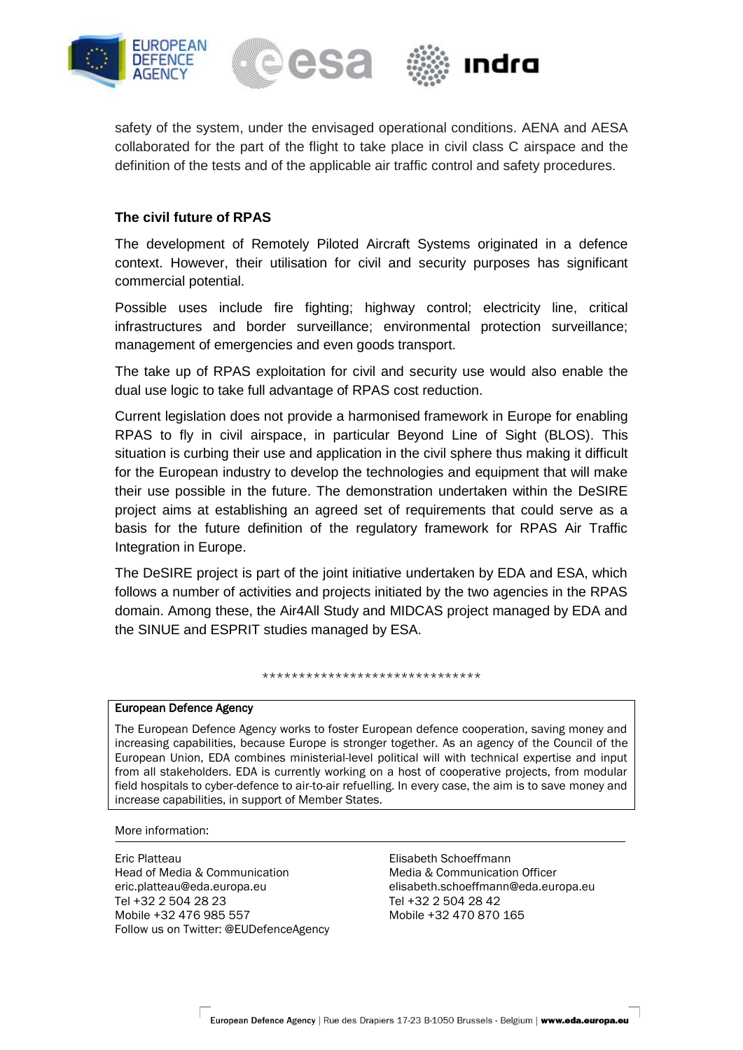safety of the system, under the envisaged operational conditions. AENA and AESA collaborated for the part of the flight to take place in civil class C airspace and the definition of the tests and of the applicable air traffic control and safety procedures.

**The civil future of RPAS**

The development of Remotely Piloted Aircraft Systems originated in a defence context. However, their utilisation for civil and security purposes has significant commercial potential.

Possible uses include fire fighting; highway control; electricity line, critical infrastructures and border surveillance; environmental protection surveillance; management of emergencies and even goods transport.

The take up of RPAS exploitation for civil and security use would also enable the dual use logic to take full advantage of RPAS cost reduction.

Current legislation does not provide a harmonised framework in Europe for enabling RPAS to fly in civil airspace, in particular Beyond Line of Sight (BLOS). This situation is curbing their use and application in the civil sphere thus making it difficult for the European industry to develop the technologies and equipment that will make their use possible in the future. The demonstration undertaken within the DeSIRE project aims at establishing an agreed set of requirements that could serve as a basis for the future definition of the regulatory framework for RPAS Air Traffic Integration in Europe.

The DeSIRE project is part of the joint initiative undertaken by EDA and ESA, which follows a number of activities and projects initiated by the two agencies in the RPAS domain. Among these, the Air4All Study and MIDCAS project managed by EDA and the SINUE and ESPRIT studies managed by ESA.

******************************

**European Defence Agency**

The European Defence Agency works to foster European defence cooperation, saving money and increasing capabilities, because Europe is stronger together. As an agency of the Council of the European Union, EDA combines ministerial-level political will with technical expertise and input from all stakeholders. EDA is currently working on a host of cooperative projects, from modular field hospitals to cyber-defence to air-to-air refuelling. In every case, the aim is to save money and increase capabilities, in support of Member States.

More information:

Eric Platteau
Head of Media & Communication
eric.platteau@eda.europa.eu
Tel +32 2 504 28 23
Mobile +32 476 985 557
Follow us on Twitter: @EUDefenceAgency

Elisabeth Schoeffmann
Media & Communication Officer
elisabeth.schoeffmann@eda.europa.eu
Tel +32 2 504 28 42
Mobile +32 470 870 165